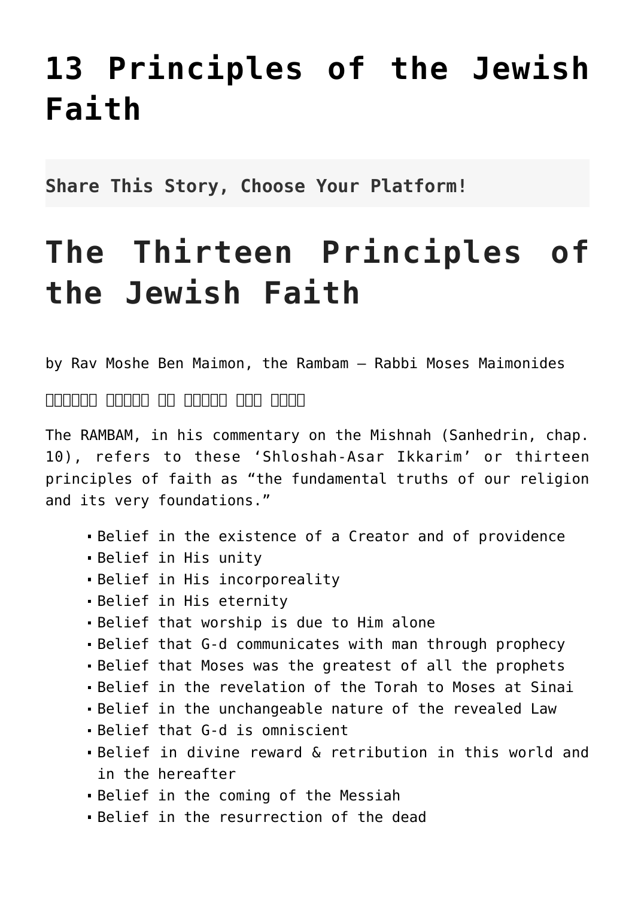# 13 Principles of the Jewish Faith

**Share This Story, Choose Your Platform!**

# The Thirteen Principles of the Jewish Faith

by Rav Moshe Ben Maimon, the Rambam – Rabbi Moses Maimonides

The RAMBAM, in his commentary on the Mishnah (Sanhedrin, chap. 10), refers to these 'Shloshah-Asar Ikkarim' or thirteen principles of faith as "the fundamental truths of our religion and its very foundations."

- Belief in the existence of a Creator and of providence
- Belief in His unity
- Belief in His incorporeality
- Belief in His eternity
- Belief that worship is due to Him alone
- Belief that G-d communicates with man through prophecy
- Belief that Moses was the greatest of all the prophets
- Belief in the revelation of the Torah to Moses at Sinai
- Belief in the unchangeable nature of the revealed Law
- Belief that G-d is omniscient
- Belief in divine reward & retribution in this world and in the hereafter
- Belief in the coming of the Messiah
- Belief in the resurrection of the dead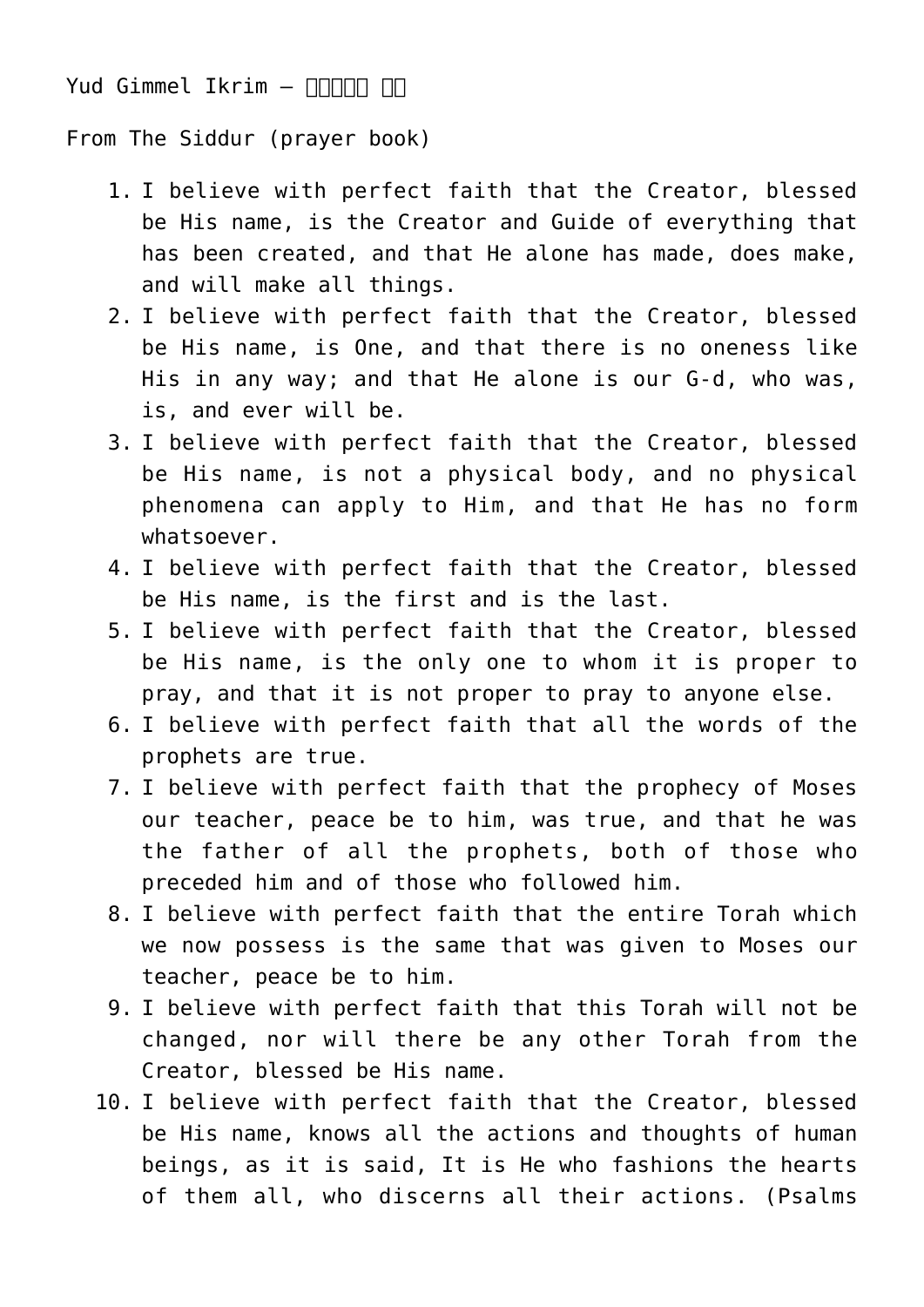Yud Gimmel Ikrim – □□□□□ □□

From The Siddur (prayer book)

1. I believe with perfect faith that the Creator, blessed be His name, is the Creator and Guide of everything that has been created, and that He alone has made, does make, and will make all things.
2. I believe with perfect faith that the Creator, blessed be His name, is One, and that there is no oneness like His in any way; and that He alone is our G-d, who was, is, and ever will be.
3. I believe with perfect faith that the Creator, blessed be His name, is not a physical body, and no physical phenomena can apply to Him, and that He has no form whatsoever.
4. I believe with perfect faith that the Creator, blessed be His name, is the first and is the last.
5. I believe with perfect faith that the Creator, blessed be His name, is the only one to whom it is proper to pray, and that it is not proper to pray to anyone else.
6. I believe with perfect faith that all the words of the prophets are true.
7. I believe with perfect faith that the prophecy of Moses our teacher, peace be to him, was true, and that he was the father of all the prophets, both of those who preceded him and of those who followed him.
8. I believe with perfect faith that the entire Torah which we now possess is the same that was given to Moses our teacher, peace be to him.
9. I believe with perfect faith that this Torah will not be changed, nor will there be any other Torah from the Creator, blessed be His name.
10. I believe with perfect faith that the Creator, blessed be His name, knows all the actions and thoughts of human beings, as it is said, It is He who fashions the hearts of them all, who discerns all their actions. (Psalms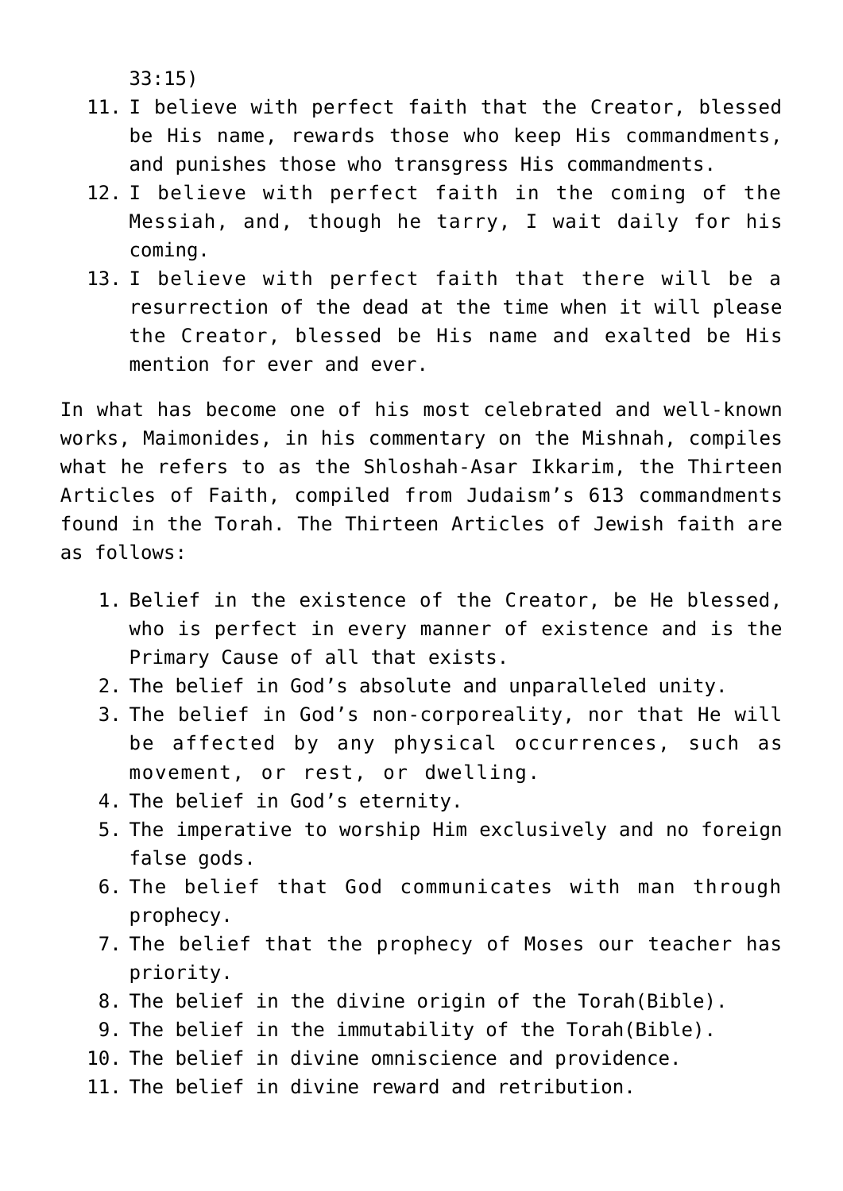33:15)

11. I believe with perfect faith that the Creator, blessed be His name, rewards those who keep His commandments, and punishes those who transgress His commandments.
12. I believe with perfect faith in the coming of the Messiah, and, though he tarry, I wait daily for his coming.
13. I believe with perfect faith that there will be a resurrection of the dead at the time when it will please the Creator, blessed be His name and exalted be His mention for ever and ever.

In what has become one of his most celebrated and well-known works, Maimonides, in his commentary on the Mishnah, compiles what he refers to as the Shloshah-Asar Ikkarim, the Thirteen Articles of Faith, compiled from Judaism's 613 commandments found in the Torah. The Thirteen Articles of Jewish faith are as follows:

1. Belief in the existence of the Creator, be He blessed, who is perfect in every manner of existence and is the Primary Cause of all that exists.
2. The belief in God's absolute and unparalleled unity.
3. The belief in God's non-corporeality, nor that He will be affected by any physical occurrences, such as movement, or rest, or dwelling.
4. The belief in God's eternity.
5. The imperative to worship Him exclusively and no foreign false gods.
6. The belief that God communicates with man through prophecy.
7. The belief that the prophecy of Moses our teacher has priority.
8. The belief in the divine origin of the Torah(Bible).
9. The belief in the immutability of the Torah(Bible).
10. The belief in divine omniscience and providence.
11. The belief in divine reward and retribution.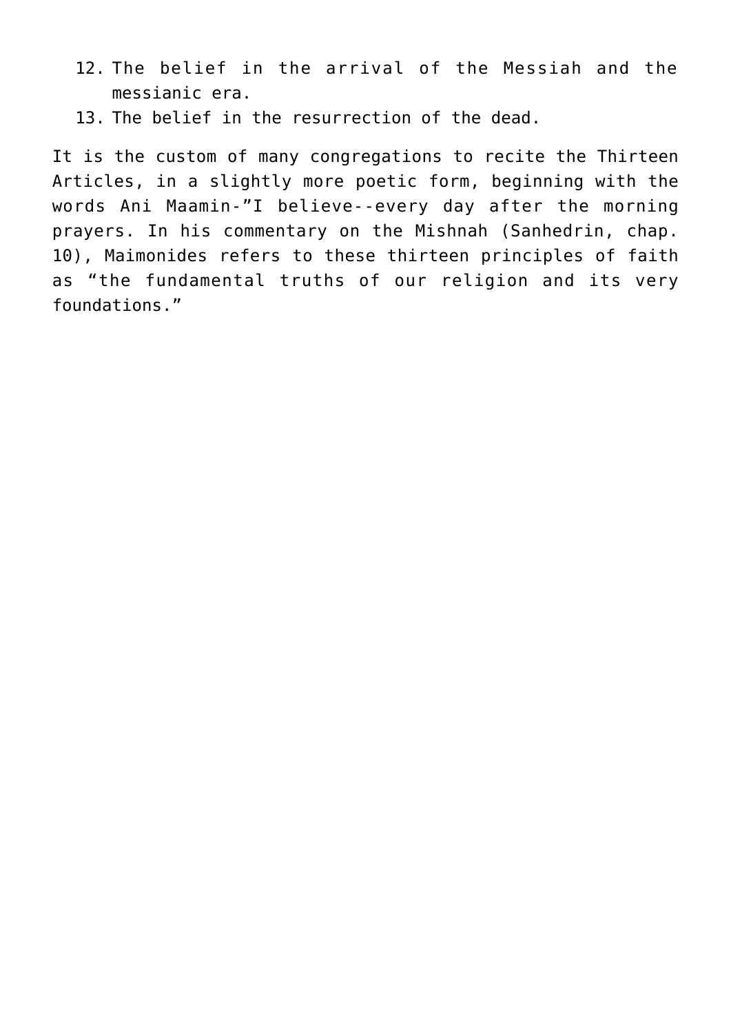12. The belief in the arrival of the Messiah and the messianic era.
13. The belief in the resurrection of the dead.

It is the custom of many congregations to recite the Thirteen Articles, in a slightly more poetic form, beginning with the words Ani Maamin-”I believe--every day after the morning prayers. In his commentary on the Mishnah (Sanhedrin, chap. 10), Maimonides refers to these thirteen principles of faith as “the fundamental truths of our religion and its very foundations.”